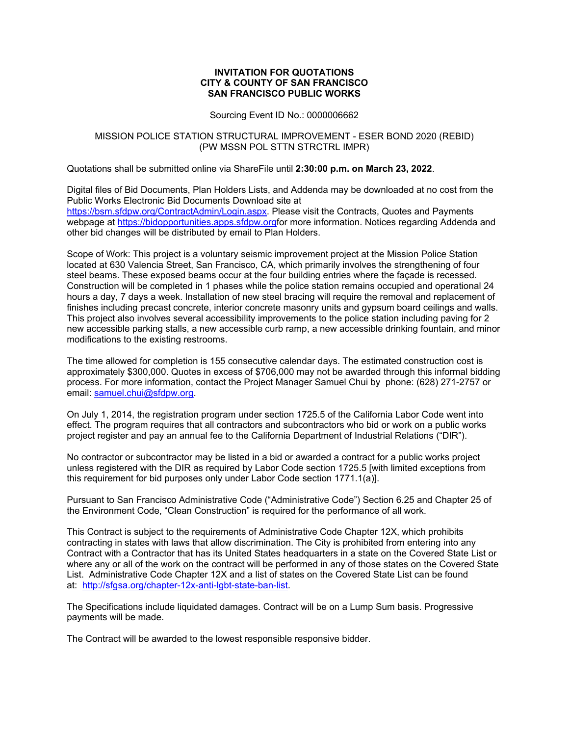**INVITATION FOR QUOTATIONS**
**CITY & COUNTY OF SAN FRANCISCO**
**SAN FRANCISCO PUBLIC WORKS**

Sourcing Event ID No.: 0000006662

MISSION POLICE STATION STRUCTURAL IMPROVEMENT - ESER BOND 2020 (REBID)
(PW MSSN POL STTN STRCTRL IMPR)

Quotations shall be submitted online via ShareFile until **2:30:00 p.m. on March 23, 2022**.

Digital files of Bid Documents, Plan Holders Lists, and Addenda may be downloaded at no cost from the Public Works Electronic Bid Documents Download site at https://bsm.sfdpw.org/ContractAdmin/Login.aspx. Please visit the Contracts, Quotes and Payments webpage at https://bidopportunities.apps.sfdpw.orgfor more information. Notices regarding Addenda and other bid changes will be distributed by email to Plan Holders.

Scope of Work: This project is a voluntary seismic improvement project at the Mission Police Station located at 630 Valencia Street, San Francisco, CA, which primarily involves the strengthening of four steel beams. These exposed beams occur at the four building entries where the façade is recessed. Construction will be completed in 1 phases while the police station remains occupied and operational 24 hours a day, 7 days a week. Installation of new steel bracing will require the removal and replacement of finishes including precast concrete, interior concrete masonry units and gypsum board ceilings and walls. This project also involves several accessibility improvements to the police station including paving for 2 new accessible parking stalls, a new accessible curb ramp, a new accessible drinking fountain, and minor modifications to the existing restrooms.

The time allowed for completion is 155 consecutive calendar days. The estimated construction cost is approximately $300,000. Quotes in excess of $706,000 may not be awarded through this informal bidding process. For more information, contact the Project Manager Samuel Chui by phone: (628) 271-2757 or email: samuel.chui@sfdpw.org.

On July 1, 2014, the registration program under section 1725.5 of the California Labor Code went into effect. The program requires that all contractors and subcontractors who bid or work on a public works project register and pay an annual fee to the California Department of Industrial Relations ("DIR").

No contractor or subcontractor may be listed in a bid or awarded a contract for a public works project unless registered with the DIR as required by Labor Code section 1725.5 [with limited exceptions from this requirement for bid purposes only under Labor Code section 1771.1(a)].

Pursuant to San Francisco Administrative Code ("Administrative Code") Section 6.25 and Chapter 25 of the Environment Code, "Clean Construction" is required for the performance of all work.

This Contract is subject to the requirements of Administrative Code Chapter 12X, which prohibits contracting in states with laws that allow discrimination. The City is prohibited from entering into any Contract with a Contractor that has its United States headquarters in a state on the Covered State List or where any or all of the work on the contract will be performed in any of those states on the Covered State List. Administrative Code Chapter 12X and a list of states on the Covered State List can be found at: http://sfgsa.org/chapter-12x-anti-lgbt-state-ban-list.

The Specifications include liquidated damages. Contract will be on a Lump Sum basis. Progressive payments will be made.

The Contract will be awarded to the lowest responsible responsive bidder.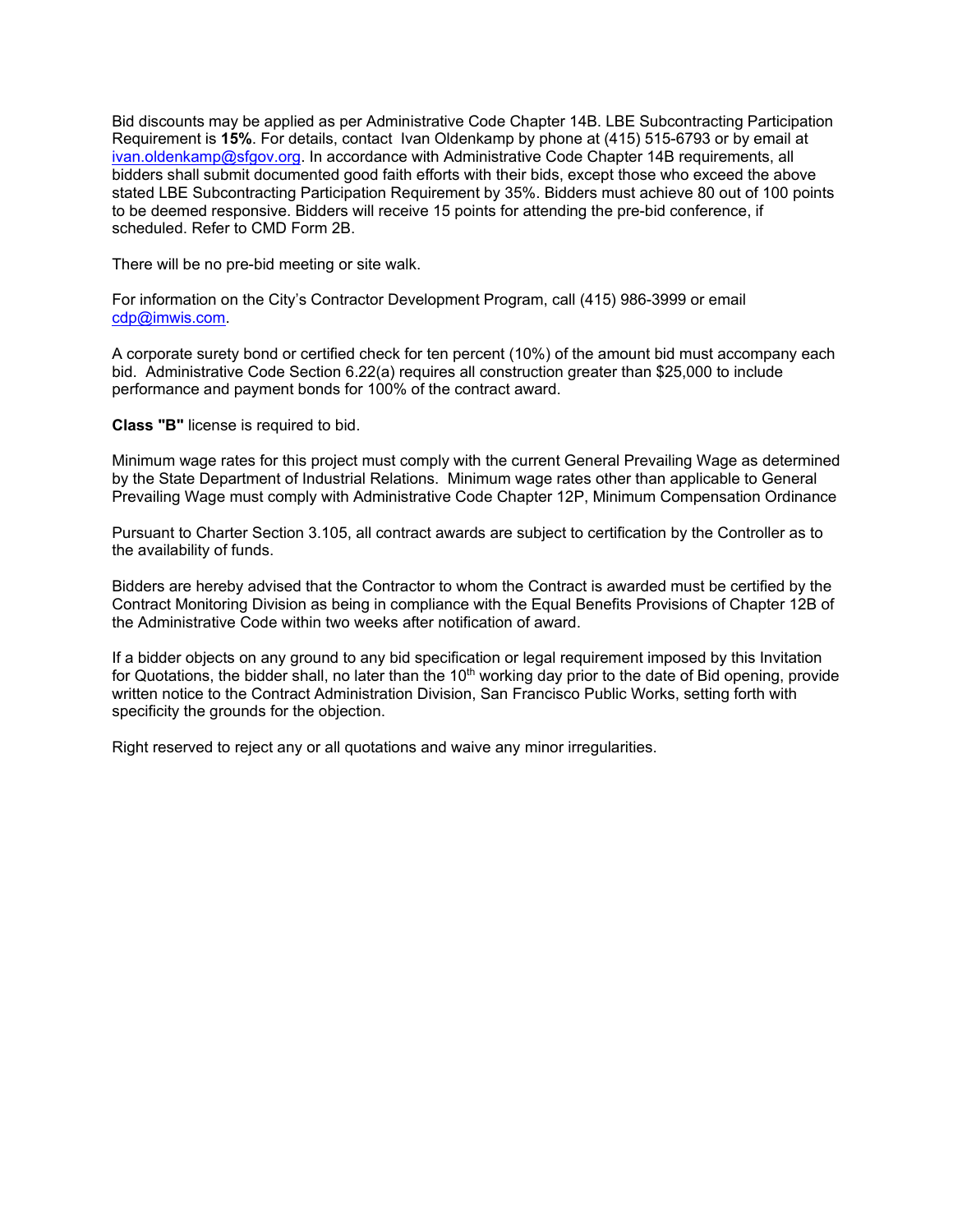Bid discounts may be applied as per Administrative Code Chapter 14B. LBE Subcontracting Participation Requirement is **15%**. For details, contact Ivan Oldenkamp by phone at (415) 515-6793 or by email at ivan.oldenkamp@sfgov.org. In accordance with Administrative Code Chapter 14B requirements, all bidders shall submit documented good faith efforts with their bids, except those who exceed the above stated LBE Subcontracting Participation Requirement by 35%. Bidders must achieve 80 out of 100 points to be deemed responsive. Bidders will receive 15 points for attending the pre-bid conference, if scheduled. Refer to CMD Form 2B.

There will be no pre-bid meeting or site walk.

For information on the City's Contractor Development Program, call (415) 986-3999 or email cdp@imwis.com.

A corporate surety bond or certified check for ten percent (10%) of the amount bid must accompany each bid. Administrative Code Section 6.22(a) requires all construction greater than $25,000 to include performance and payment bonds for 100% of the contract award.

**Class "B"** license is required to bid.

Minimum wage rates for this project must comply with the current General Prevailing Wage as determined by the State Department of Industrial Relations. Minimum wage rates other than applicable to General Prevailing Wage must comply with Administrative Code Chapter 12P, Minimum Compensation Ordinance

Pursuant to Charter Section 3.105, all contract awards are subject to certification by the Controller as to the availability of funds.

Bidders are hereby advised that the Contractor to whom the Contract is awarded must be certified by the Contract Monitoring Division as being in compliance with the Equal Benefits Provisions of Chapter 12B of the Administrative Code within two weeks after notification of award.

If a bidder objects on any ground to any bid specification or legal requirement imposed by this Invitation for Quotations, the bidder shall, no later than the 10th working day prior to the date of Bid opening, provide written notice to the Contract Administration Division, San Francisco Public Works, setting forth with specificity the grounds for the objection.

Right reserved to reject any or all quotations and waive any minor irregularities.